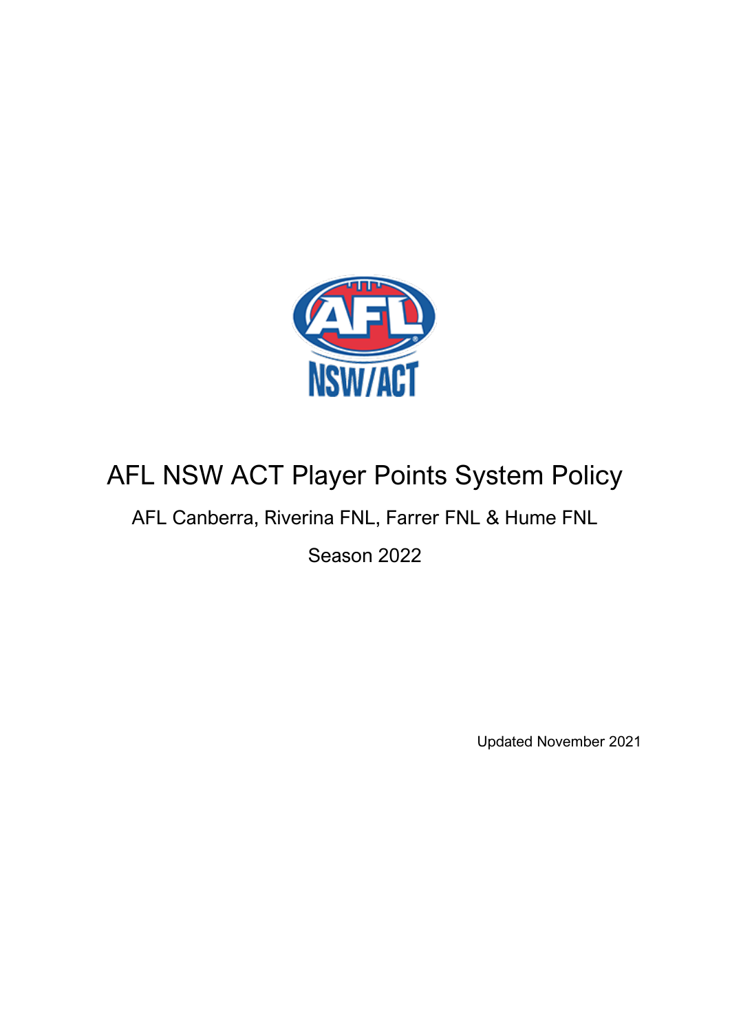# AFL NSW ACT Player Points System Policy

AFL Canberra, Riverina FNL, Farrer FNL & Hume FNL

Season 2022

Updated November 2021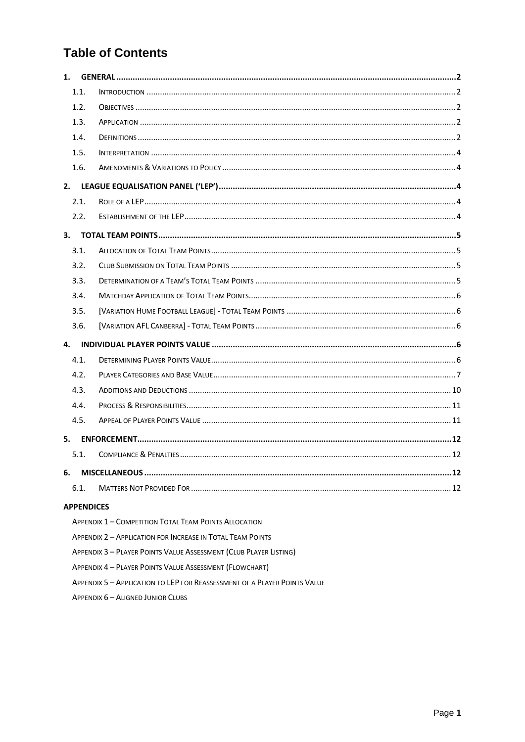# Table of Contents

| | | |
|---|---|---|
| **1.** | **GENERAL** | **2** |
| 1.1. | INTRODUCTION | 2 |
| 1.2. | OBJECTIVES | 2 |
| 1.3. | APPLICATION | 2 |
| 1.4. | DEFINITIONS | 2 |
| 1.5. | INTERPRETATION | 4 |
| 1.6. | AMENDMENTS & VARIATIONS TO POLICY | 4 |
| **2.** | **LEAGUE EQUALISATION PANEL ('LEP')** | **4** |
| 2.1. | ROLE OF A LEP | 4 |
| 2.2. | ESTABLISHMENT OF THE LEP | 4 |
| **3.** | **TOTAL TEAM POINTS** | **5** |
| 3.1. | ALLOCATION OF TOTAL TEAM POINTS | 5 |
| 3.2. | CLUB SUBMISSION ON TOTAL TEAM POINTS | 5 |
| 3.3. | DETERMINATION OF A TEAM'S TOTAL TEAM POINTS | 5 |
| 3.4. | MATCHDAY APPLICATION OF TOTAL TEAM POINTS | 6 |
| 3.5. | [VARIATION HUME FOOTBALL LEAGUE] - TOTAL TEAM POINTS | 6 |
| 3.6. | [VARIATION AFL CANBERRA] - TOTAL TEAM POINTS | 6 |
| **4.** | **INDIVIDUAL PLAYER POINTS VALUE** | **6** |
| 4.1. | DETERMINING PLAYER POINTS VALUE | 6 |
| 4.2. | PLAYER CATEGORIES AND BASE VALUE | 7 |
| 4.3. | ADDITIONS AND DEDUCTIONS | 10 |
| 4.4. | PROCESS & RESPONSIBILITIES | 11 |
| 4.5. | APPEAL OF PLAYER POINTS VALUE | 11 |
| **5.** | **ENFORCEMENT** | **12** |
| 5.1. | COMPLIANCE & PENALTIES | 12 |
| **6.** | **MISCELLANEOUS** | **12** |
| 6.1. | MATTERS NOT PROVIDED FOR | 12 |

**APPENDICES**

- APPENDIX 1 – COMPETITION TOTAL TEAM POINTS ALLOCATION
- APPENDIX 2 – APPLICATION FOR INCREASE IN TOTAL TEAM POINTS
- APPENDIX 3 – PLAYER POINTS VALUE ASSESSMENT (CLUB PLAYER LISTING)
- APPENDIX 4 – PLAYER POINTS VALUE ASSESSMENT (FLOWCHART)
- APPENDIX 5 – APPLICATION TO LEP FOR REASSESSMENT OF A PLAYER POINTS VALUE
- APPENDIX 6 – ALIGNED JUNIOR CLUBS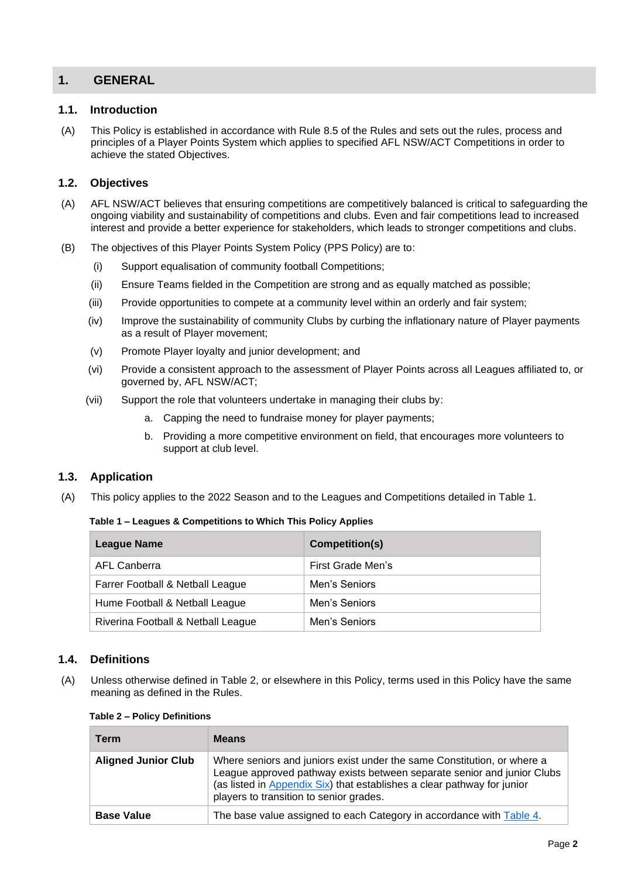# 1. GENERAL

## 1.1. Introduction

(A) This Policy is established in accordance with Rule 8.5 of the Rules and sets out the rules, process and principles of a Player Points System which applies to specified AFL NSW/ACT Competitions in order to achieve the stated Objectives.

## 1.2. Objectives

(A) AFL NSW/ACT believes that ensuring competitions are competitively balanced is critical to safeguarding the ongoing viability and sustainability of competitions and clubs. Even and fair competitions lead to increased interest and provide a better experience for stakeholders, which leads to stronger competitions and clubs.

(B) The objectives of this Player Points System Policy (PPS Policy) are to:

(i) Support equalisation of community football Competitions;

(ii) Ensure Teams fielded in the Competition are strong and as equally matched as possible;

(iii) Provide opportunities to compete at a community level within an orderly and fair system;

(iv) Improve the sustainability of community Clubs by curbing the inflationary nature of Player payments as a result of Player movement;

(v) Promote Player loyalty and junior development; and

(vi) Provide a consistent approach to the assessment of Player Points across all Leagues affiliated to, or governed by, AFL NSW/ACT;

(vii) Support the role that volunteers undertake in managing their clubs by:

a. Capping the need to fundraise money for player payments;

b. Providing a more competitive environment on field, that encourages more volunteers to support at club level.

## 1.3. Application

(A) This policy applies to the 2022 Season and to the Leagues and Competitions detailed in Table 1.

**Table 1 – Leagues & Competitions to Which This Policy Applies**

| League Name | Competition(s) |
|---|---|
| AFL Canberra | First Grade Men's |
| Farrer Football & Netball League | Men's Seniors |
| Hume Football & Netball League | Men's Seniors |
| Riverina Football & Netball League | Men's Seniors |

## 1.4. Definitions

(A) Unless otherwise defined in Table 2, or elsewhere in this Policy, terms used in this Policy have the same meaning as defined in the Rules.

**Table 2 – Policy Definitions**

| Term | Means |
|---|---|
| **Aligned Junior Club** | Where seniors and juniors exist under the same Constitution, or where a League approved pathway exists between separate senior and junior Clubs (as listed in Appendix Six) that establishes a clear pathway for junior players to transition to senior grades. |
| **Base Value** | The base value assigned to each Category in accordance with Table 4. |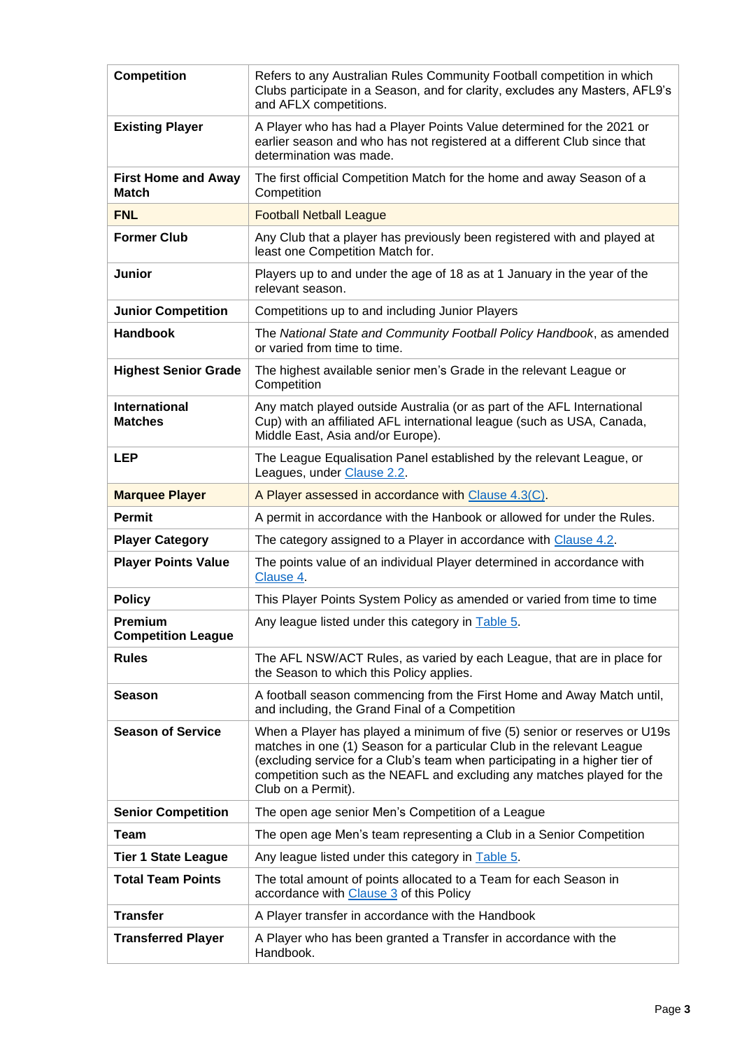| | |
|---|---|
| **Competition** | Refers to any Australian Rules Community Football competition in which Clubs participate in a Season, and for clarity, excludes any Masters, AFL9's and AFLX competitions. |
| **Existing Player** | A Player who has had a Player Points Value determined for the 2021 or earlier season and who has not registered at a different Club since that determination was made. |
| **First Home and Away Match** | The first official Competition Match for the home and away Season of a Competition |
| **FNL** | Football Netball League |
| **Former Club** | Any Club that a player has previously been registered with and played at least one Competition Match for. |
| **Junior** | Players up to and under the age of 18 as at 1 January in the year of the relevant season. |
| **Junior Competition** | Competitions up to and including Junior Players |
| **Handbook** | The *National State and Community Football Policy Handbook*, as amended or varied from time to time. |
| **Highest Senior Grade** | The highest available senior men's Grade in the relevant League or Competition |
| **International Matches** | Any match played outside Australia (or as part of the AFL International Cup) with an affiliated AFL international league (such as USA, Canada, Middle East, Asia and/or Europe). |
| **LEP** | The League Equalisation Panel established by the relevant League, or Leagues, under Clause 2.2. |
| **Marquee Player** | A Player assessed in accordance with Clause 4.3(C). |
| **Permit** | A permit in accordance with the Hanbook or allowed for under the Rules. |
| **Player Category** | The category assigned to a Player in accordance with Clause 4.2. |
| **Player Points Value** | The points value of an individual Player determined in accordance with Clause 4. |
| **Policy** | This Player Points System Policy as amended or varied from time to time |
| **Premium Competition League** | Any league listed under this category in Table 5. |
| **Rules** | The AFL NSW/ACT Rules, as varied by each League, that are in place for the Season to which this Policy applies. |
| **Season** | A football season commencing from the First Home and Away Match until, and including, the Grand Final of a Competition |
| **Season of Service** | When a Player has played a minimum of five (5) senior or reserves or U19s matches in one (1) Season for a particular Club in the relevant League (excluding service for a Club's team when participating in a higher tier of competition such as the NEAFL and excluding any matches played for the Club on a Permit). |
| **Senior Competition** | The open age senior Men's Competition of a League |
| **Team** | The open age Men's team representing a Club in a Senior Competition |
| **Tier 1 State League** | Any league listed under this category in Table 5. |
| **Total Team Points** | The total amount of points allocated to a Team for each Season in accordance with Clause 3 of this Policy |
| **Transfer** | A Player transfer in accordance with the Handbook |
| **Transferred Player** | A Player who has been granted a Transfer in accordance with the Handbook. |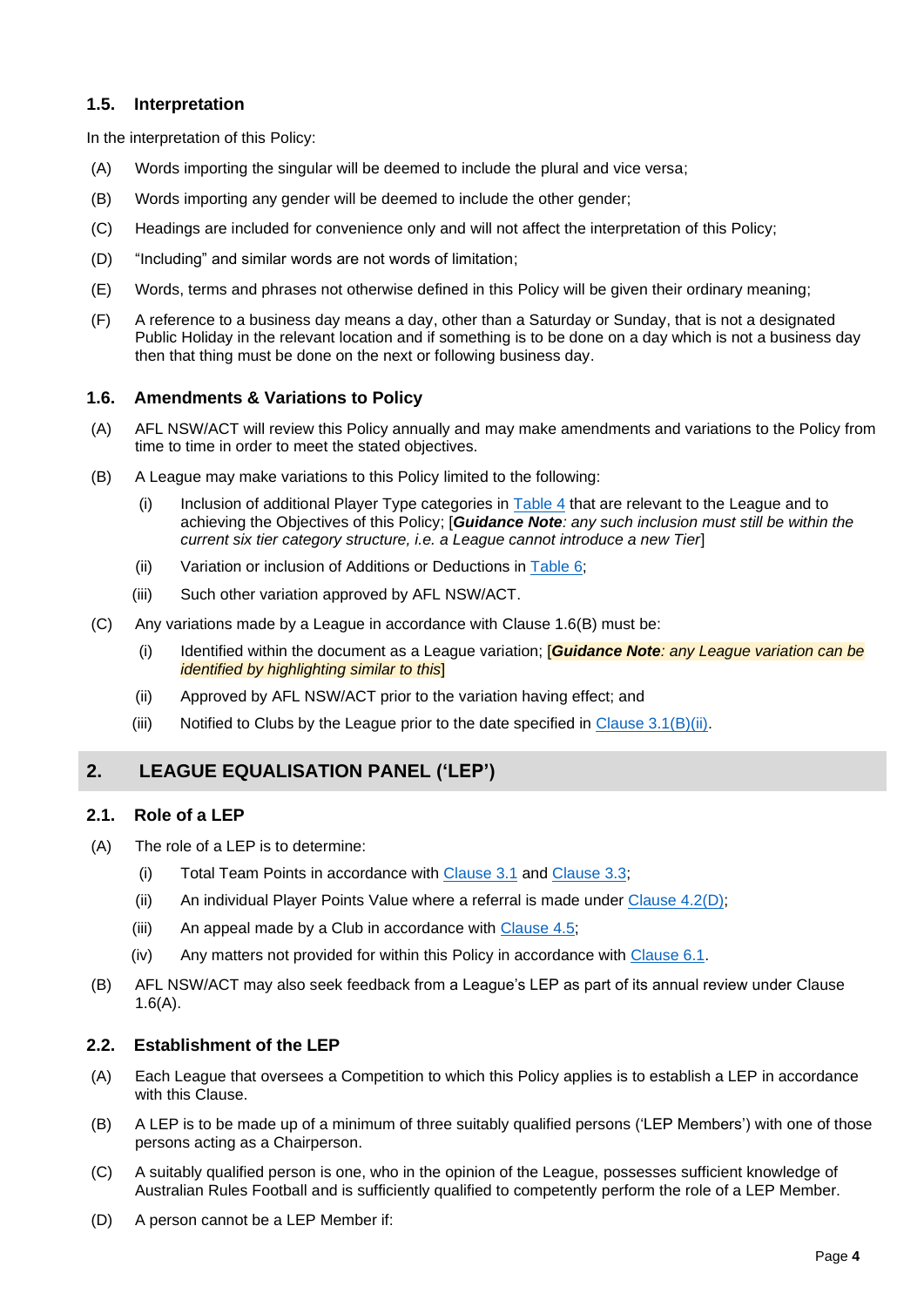### 1.5. Interpretation

In the interpretation of this Policy:

(A) Words importing the singular will be deemed to include the plural and vice versa;

(B) Words importing any gender will be deemed to include the other gender;

(C) Headings are included for convenience only and will not affect the interpretation of this Policy;

(D) "Including" and similar words are not words of limitation;

(E) Words, terms and phrases not otherwise defined in this Policy will be given their ordinary meaning;

(F) A reference to a business day means a day, other than a Saturday or Sunday, that is not a designated Public Holiday in the relevant location and if something is to be done on a day which is not a business day then that thing must be done on the next or following business day.

### 1.6. Amendments & Variations to Policy

(A) AFL NSW/ACT will review this Policy annually and may make amendments and variations to the Policy from time to time in order to meet the stated objectives.

(B) A League may make variations to this Policy limited to the following:

  (i) Inclusion of additional Player Type categories in Table 4 that are relevant to the League and to achieving the Objectives of this Policy; [***Guidance Note**: any such inclusion must still be within the current six tier category structure, i.e. a League cannot introduce a new Tier*]

  (ii) Variation or inclusion of Additions or Deductions in Table 6;

  (iii) Such other variation approved by AFL NSW/ACT.

(C) Any variations made by a League in accordance with Clause 1.6(B) must be:

  (i) Identified within the document as a League variation; [***Guidance Note**: any League variation can be identified by highlighting similar to this*]

  (ii) Approved by AFL NSW/ACT prior to the variation having effect; and

  (iii) Notified to Clubs by the League prior to the date specified in Clause 3.1(B)(ii).

## 2. LEAGUE EQUALISATION PANEL ('LEP')

### 2.1. Role of a LEP

(A) The role of a LEP is to determine:

  (i) Total Team Points in accordance with Clause 3.1 and Clause 3.3;

  (ii) An individual Player Points Value where a referral is made under Clause 4.2(D);

  (iii) An appeal made by a Club in accordance with Clause 4.5;

  (iv) Any matters not provided for within this Policy in accordance with Clause 6.1.

(B) AFL NSW/ACT may also seek feedback from a League's LEP as part of its annual review under Clause 1.6(A).

### 2.2. Establishment of the LEP

(A) Each League that oversees a Competition to which this Policy applies is to establish a LEP in accordance with this Clause.

(B) A LEP is to be made up of a minimum of three suitably qualified persons ('LEP Members') with one of those persons acting as a Chairperson.

(C) A suitably qualified person is one, who in the opinion of the League, possesses sufficient knowledge of Australian Rules Football and is sufficiently qualified to competently perform the role of a LEP Member.

(D) A person cannot be a LEP Member if: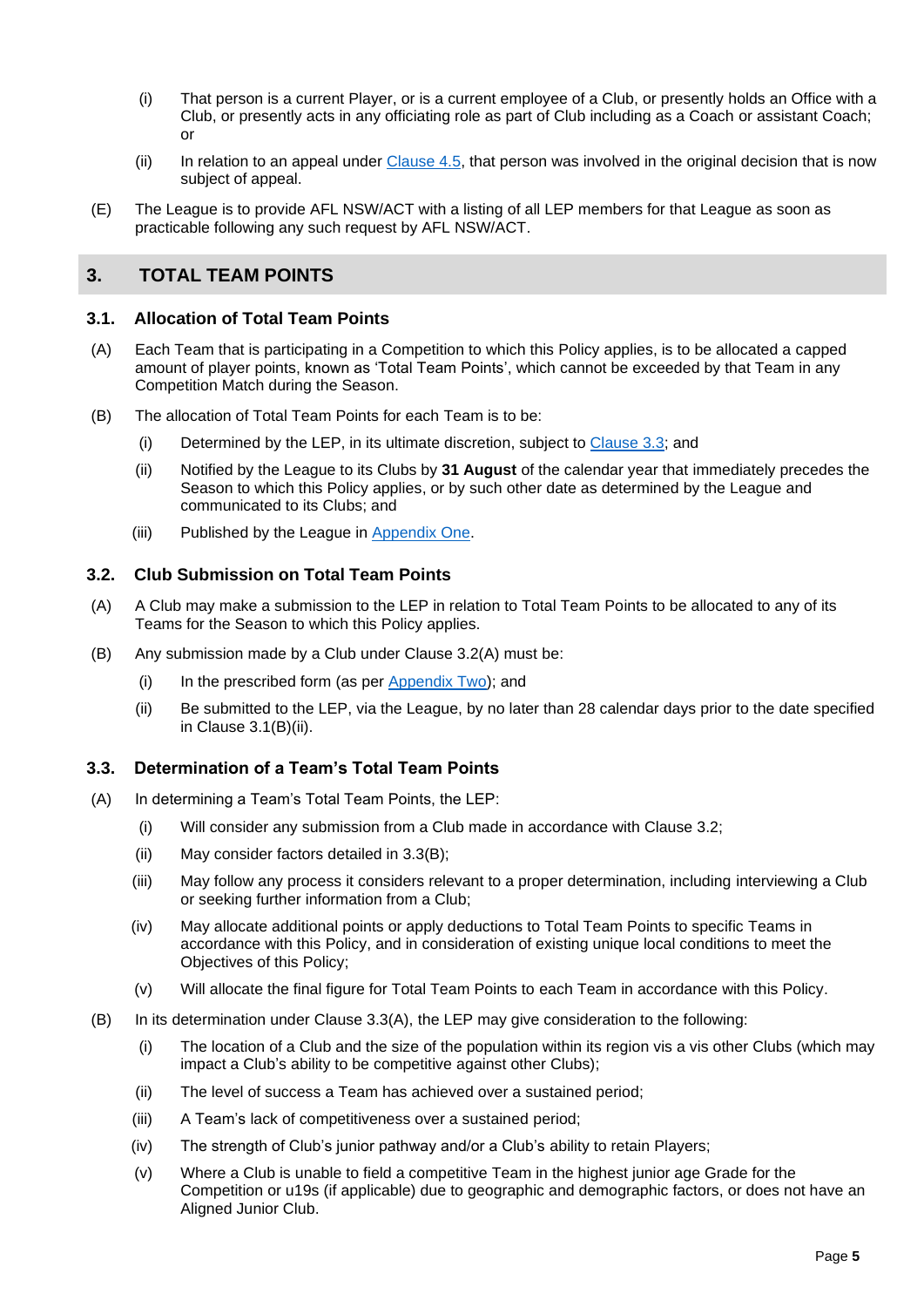(i) That person is a current Player, or is a current employee of a Club, or presently holds an Office with a Club, or presently acts in any officiating role as part of Club including as a Coach or assistant Coach; or

(ii) In relation to an appeal under Clause 4.5, that person was involved in the original decision that is now subject of appeal.

(E) The League is to provide AFL NSW/ACT with a listing of all LEP members for that League as soon as practicable following any such request by AFL NSW/ACT.

## 3. TOTAL TEAM POINTS

### 3.1. Allocation of Total Team Points

(A) Each Team that is participating in a Competition to which this Policy applies, is to be allocated a capped amount of player points, known as 'Total Team Points', which cannot be exceeded by that Team in any Competition Match during the Season.

(B) The allocation of Total Team Points for each Team is to be:

(i) Determined by the LEP, in its ultimate discretion, subject to Clause 3.3; and

(ii) Notified by the League to its Clubs by **31 August** of the calendar year that immediately precedes the Season to which this Policy applies, or by such other date as determined by the League and communicated to its Clubs; and

(iii) Published by the League in Appendix One.

### 3.2. Club Submission on Total Team Points

(A) A Club may make a submission to the LEP in relation to Total Team Points to be allocated to any of its Teams for the Season to which this Policy applies.

(B) Any submission made by a Club under Clause 3.2(A) must be:

(i) In the prescribed form (as per Appendix Two); and

(ii) Be submitted to the LEP, via the League, by no later than 28 calendar days prior to the date specified in Clause 3.1(B)(ii).

### 3.3. Determination of a Team's Total Team Points

(A) In determining a Team's Total Team Points, the LEP:

(i) Will consider any submission from a Club made in accordance with Clause 3.2;

(ii) May consider factors detailed in 3.3(B);

(iii) May follow any process it considers relevant to a proper determination, including interviewing a Club or seeking further information from a Club;

(iv) May allocate additional points or apply deductions to Total Team Points to specific Teams in accordance with this Policy, and in consideration of existing unique local conditions to meet the Objectives of this Policy;

(v) Will allocate the final figure for Total Team Points to each Team in accordance with this Policy.

(B) In its determination under Clause 3.3(A), the LEP may give consideration to the following:

(i) The location of a Club and the size of the population within its region vis a vis other Clubs (which may impact a Club's ability to be competitive against other Clubs);

(ii) The level of success a Team has achieved over a sustained period;

(iii) A Team's lack of competitiveness over a sustained period;

(iv) The strength of Club's junior pathway and/or a Club's ability to retain Players;

(v) Where a Club is unable to field a competitive Team in the highest junior age Grade for the Competition or u19s (if applicable) due to geographic and demographic factors, or does not have an Aligned Junior Club.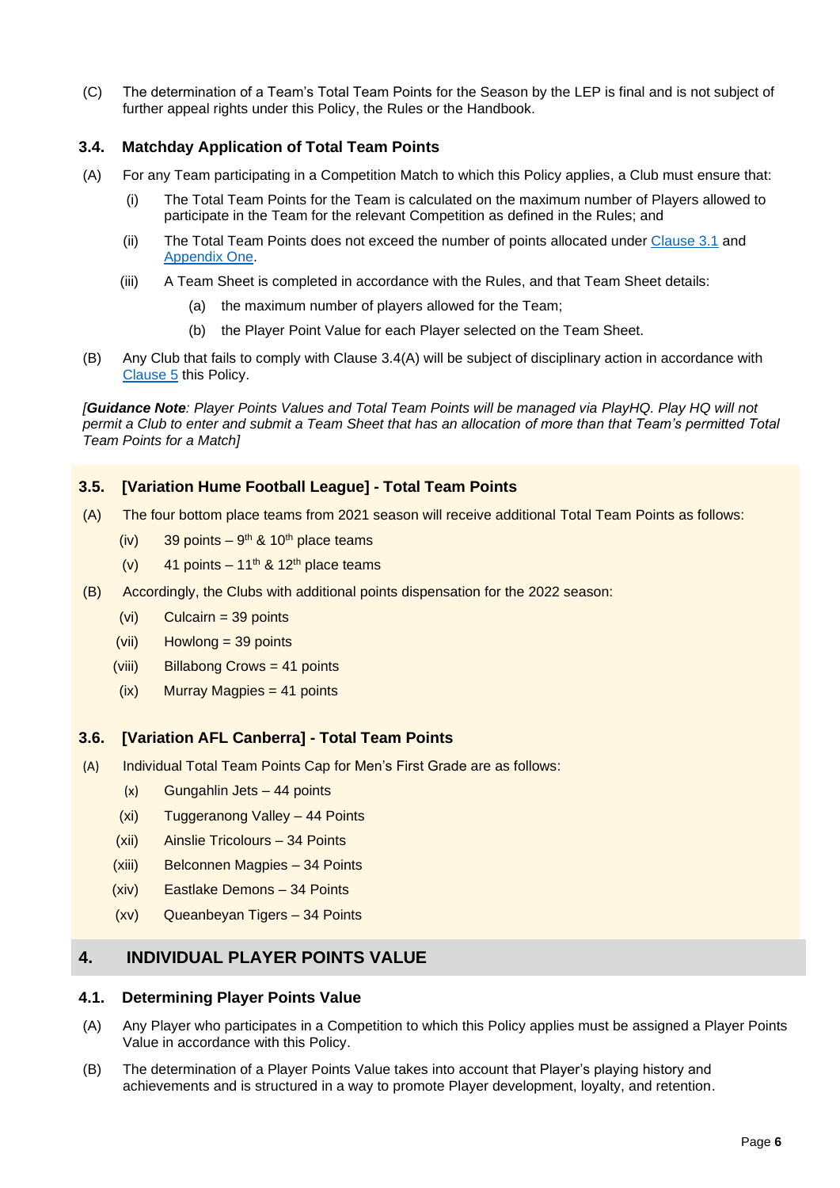(C) The determination of a Team's Total Team Points for the Season by the LEP is final and is not subject of further appeal rights under this Policy, the Rules or the Handbook.

### 3.4. Matchday Application of Total Team Points

(A) For any Team participating in a Competition Match to which this Policy applies, a Club must ensure that:

   (i) The Total Team Points for the Team is calculated on the maximum number of Players allowed to participate in the Team for the relevant Competition as defined in the Rules; and

   (ii) The Total Team Points does not exceed the number of points allocated under Clause 3.1 and Appendix One.

   (iii) A Team Sheet is completed in accordance with the Rules, and that Team Sheet details:

      (a) the maximum number of players allowed for the Team;

      (b) the Player Point Value for each Player selected on the Team Sheet.

(B) Any Club that fails to comply with Clause 3.4(A) will be subject of disciplinary action in accordance with Clause 5 this Policy.

*[**Guidance Note**: Player Points Values and Total Team Points will be managed via PlayHQ. Play HQ will not permit a Club to enter and submit a Team Sheet that has an allocation of more than that Team's permitted Total Team Points for a Match]*

### 3.5. [Variation Hume Football League] - Total Team Points

(A) The four bottom place teams from 2021 season will receive additional Total Team Points as follows:

   (iv) 39 points – 9th & 10th place teams

   (v) 41 points – 11th & 12th place teams

(B) Accordingly, the Clubs with additional points dispensation for the 2022 season:

   (vi) Culcairn = 39 points

   (vii) Howlong = 39 points

   (viii) Billabong Crows = 41 points

   (ix) Murray Magpies = 41 points

### 3.6. [Variation AFL Canberra] - Total Team Points

(A) Individual Total Team Points Cap for Men's First Grade are as follows:

   (x) Gungahlin Jets – 44 points

   (xi) Tuggeranong Valley – 44 Points

   (xii) Ainslie Tricolours – 34 Points

   (xiii) Belconnen Magpies – 34 Points

   (xiv) Eastlake Demons – 34 Points

   (xv) Queanbeyan Tigers – 34 Points

## 4. INDIVIDUAL PLAYER POINTS VALUE

### 4.1. Determining Player Points Value

(A) Any Player who participates in a Competition to which this Policy applies must be assigned a Player Points Value in accordance with this Policy.

(B) The determination of a Player Points Value takes into account that Player's playing history and achievements and is structured in a way to promote Player development, loyalty, and retention.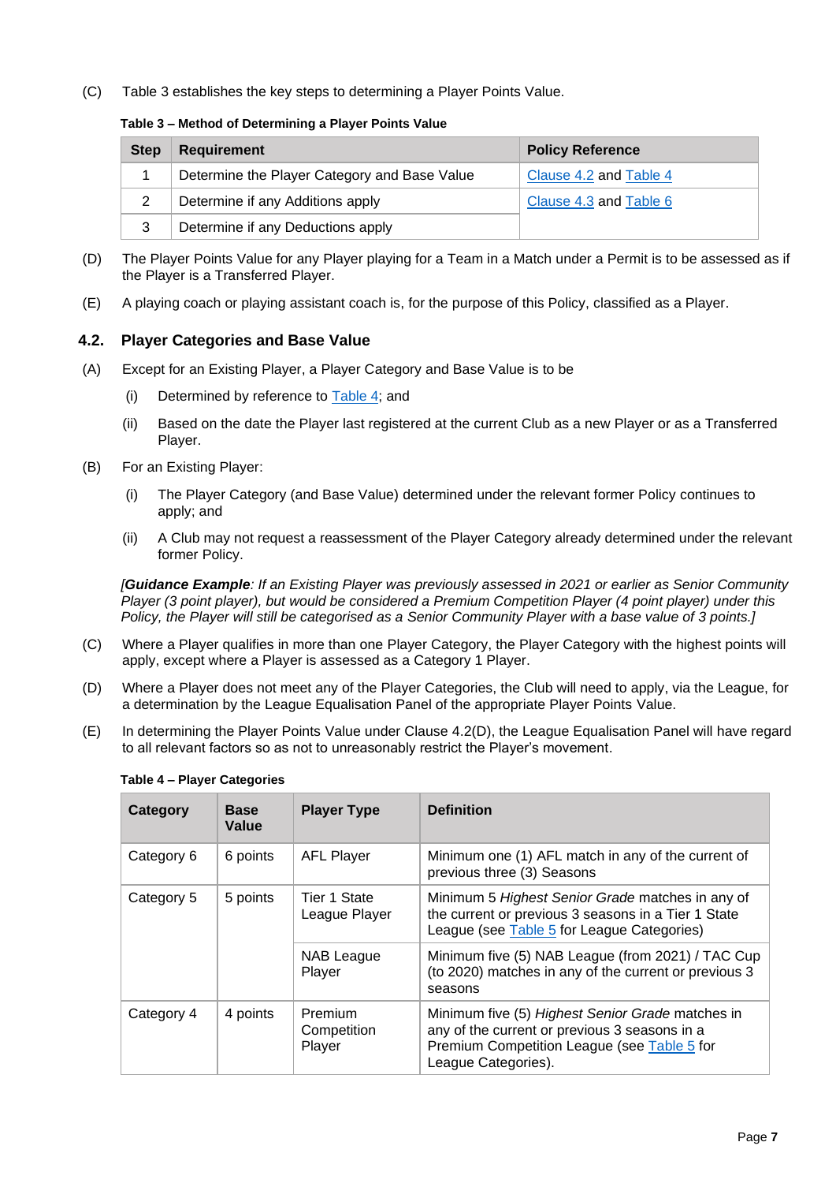(C) Table 3 establishes the key steps to determining a Player Points Value.

**Table 3 – Method of Determining a Player Points Value**

| Step | Requirement | Policy Reference |
|---|---|---|
| 1 | Determine the Player Category and Base Value | Clause 4.2 and Table 4 |
| 2 | Determine if any Additions apply | Clause 4.3 and Table 6 |
| 3 | Determine if any Deductions apply | |

(D) The Player Points Value for any Player playing for a Team in a Match under a Permit is to be assessed as if the Player is a Transferred Player.

(E) A playing coach or playing assistant coach is, for the purpose of this Policy, classified as a Player.

## 4.2. Player Categories and Base Value

(A) Except for an Existing Player, a Player Category and Base Value is to be

- (i) Determined by reference to Table 4; and
- (ii) Based on the date the Player last registered at the current Club as a new Player or as a Transferred Player.

(B) For an Existing Player:

- (i) The Player Category (and Base Value) determined under the relevant former Policy continues to apply; and
- (ii) A Club may not request a reassessment of the Player Category already determined under the relevant former Policy.

*[**Guidance Example**: If an Existing Player was previously assessed in 2021 or earlier as Senior Community Player (3 point player), but would be considered a Premium Competition Player (4 point player) under this Policy, the Player will still be categorised as a Senior Community Player with a base value of 3 points.]*

(C) Where a Player qualifies in more than one Player Category, the Player Category with the highest points will apply, except where a Player is assessed as a Category 1 Player.

(D) Where a Player does not meet any of the Player Categories, the Club will need to apply, via the League, for a determination by the League Equalisation Panel of the appropriate Player Points Value.

(E) In determining the Player Points Value under Clause 4.2(D), the League Equalisation Panel will have regard to all relevant factors so as not to unreasonably restrict the Player's movement.

**Table 4 – Player Categories**

| Category | Base Value | Player Type | Definition |
|---|---|---|---|
| Category 6 | 6 points | AFL Player | Minimum one (1) AFL match in any of the current of previous three (3) Seasons |
| Category 5 | 5 points | Tier 1 State League Player | Minimum 5 *Highest Senior Grade* matches in any of the current or previous 3 seasons in a Tier 1 State League (see Table 5 for League Categories) |
| | | NAB League Player | Minimum five (5) NAB League (from 2021) / TAC Cup (to 2020) matches in any of the current or previous 3 seasons |
| Category 4 | 4 points | Premium Competition Player | Minimum five (5) *Highest Senior Grade* matches in any of the current or previous 3 seasons in a Premium Competition League (see Table 5 for League Categories). |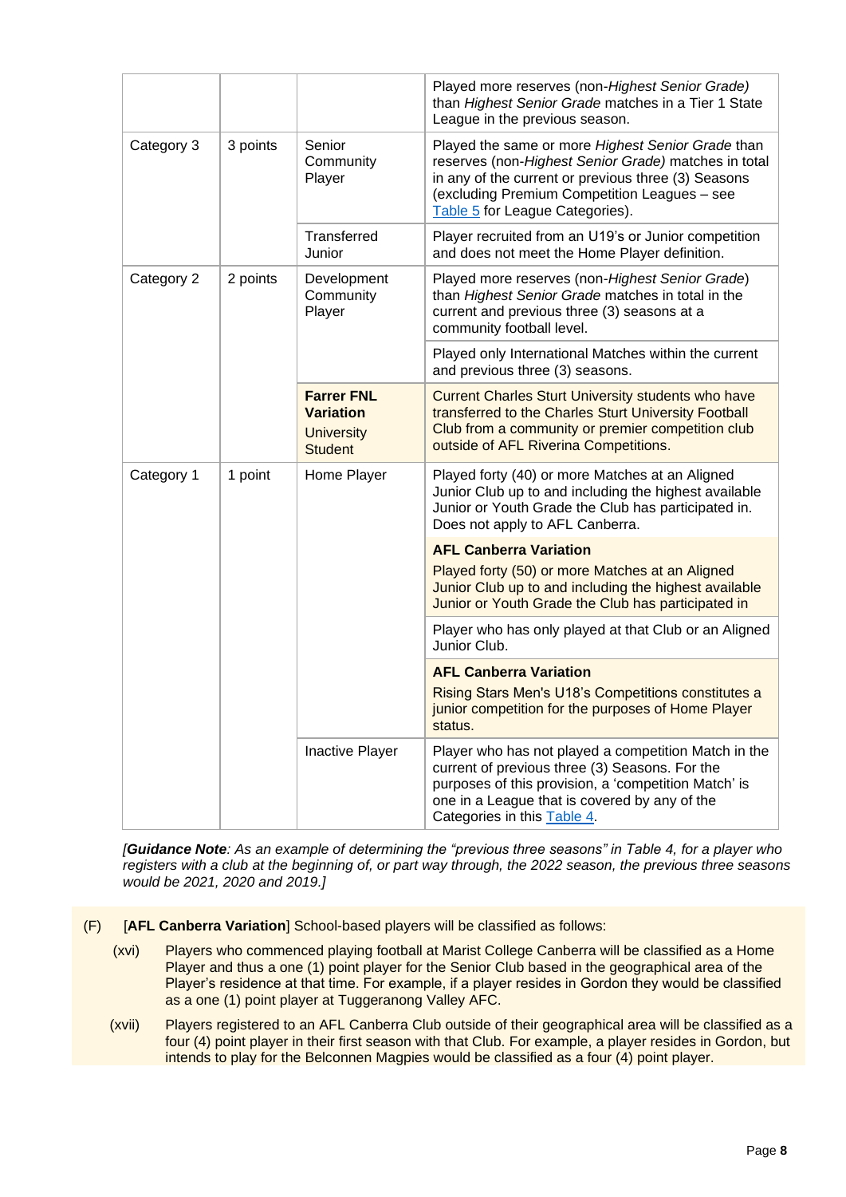| | | | |
|---|---|---|---|
| | | | Played more reserves (non-*Highest Senior Grade)* than *Highest Senior Grade* matches in a Tier 1 State League in the previous season. |
| Category 3 | 3 points | Senior Community Player | Played the same or more *Highest Senior Grade* than reserves (non-*Highest Senior Grade)* matches in total in any of the current or previous three (3) Seasons (excluding Premium Competition Leagues – see Table 5 for League Categories). |
| | | Transferred Junior | Player recruited from an U19's or Junior competition and does not meet the Home Player definition. |
| Category 2 | 2 points | Development Community Player | Played more reserves (non-*Highest Senior Grade*) than *Highest Senior Grade* matches in total in the current and previous three (3) seasons at a community football level. |
| | | | Played only International Matches within the current and previous three (3) seasons. |
| | | **Farrer FNL Variation** University Student | Current Charles Sturt University students who have transferred to the Charles Sturt University Football Club from a community or premier competition club outside of AFL Riverina Competitions. |
| Category 1 | 1 point | Home Player | Played forty (40) or more Matches at an Aligned Junior Club up to and including the highest available Junior or Youth Grade the Club has participated in. Does not apply to AFL Canberra. |
| | | | **AFL Canberra Variation** Played forty (50) or more Matches at an Aligned Junior Club up to and including the highest available Junior or Youth Grade the Club has participated in |
| | | | Player who has only played at that Club or an Aligned Junior Club. |
| | | | **AFL Canberra Variation** Rising Stars Men's U18's Competitions constitutes a junior competition for the purposes of Home Player status. |
| | | Inactive Player | Player who has not played a competition Match in the current of previous three (3) Seasons. For the purposes of this provision, a 'competition Match' is one in a League that is covered by any of the Categories in this Table 4. |

*[**Guidance Note**: As an example of determining the "previous three seasons" in Table 4, for a player who registers with a club at the beginning of, or part way through, the 2022 season, the previous three seasons would be 2021, 2020 and 2019.]*

(F) [**AFL Canberra Variation**] School-based players will be classified as follows:

(xvi) Players who commenced playing football at Marist College Canberra will be classified as a Home Player and thus a one (1) point player for the Senior Club based in the geographical area of the Player's residence at that time. For example, if a player resides in Gordon they would be classified as a one (1) point player at Tuggeranong Valley AFC.

(xvii) Players registered to an AFL Canberra Club outside of their geographical area will be classified as a four (4) point player in their first season with that Club. For example, a player resides in Gordon, but intends to play for the Belconnen Magpies would be classified as a four (4) point player.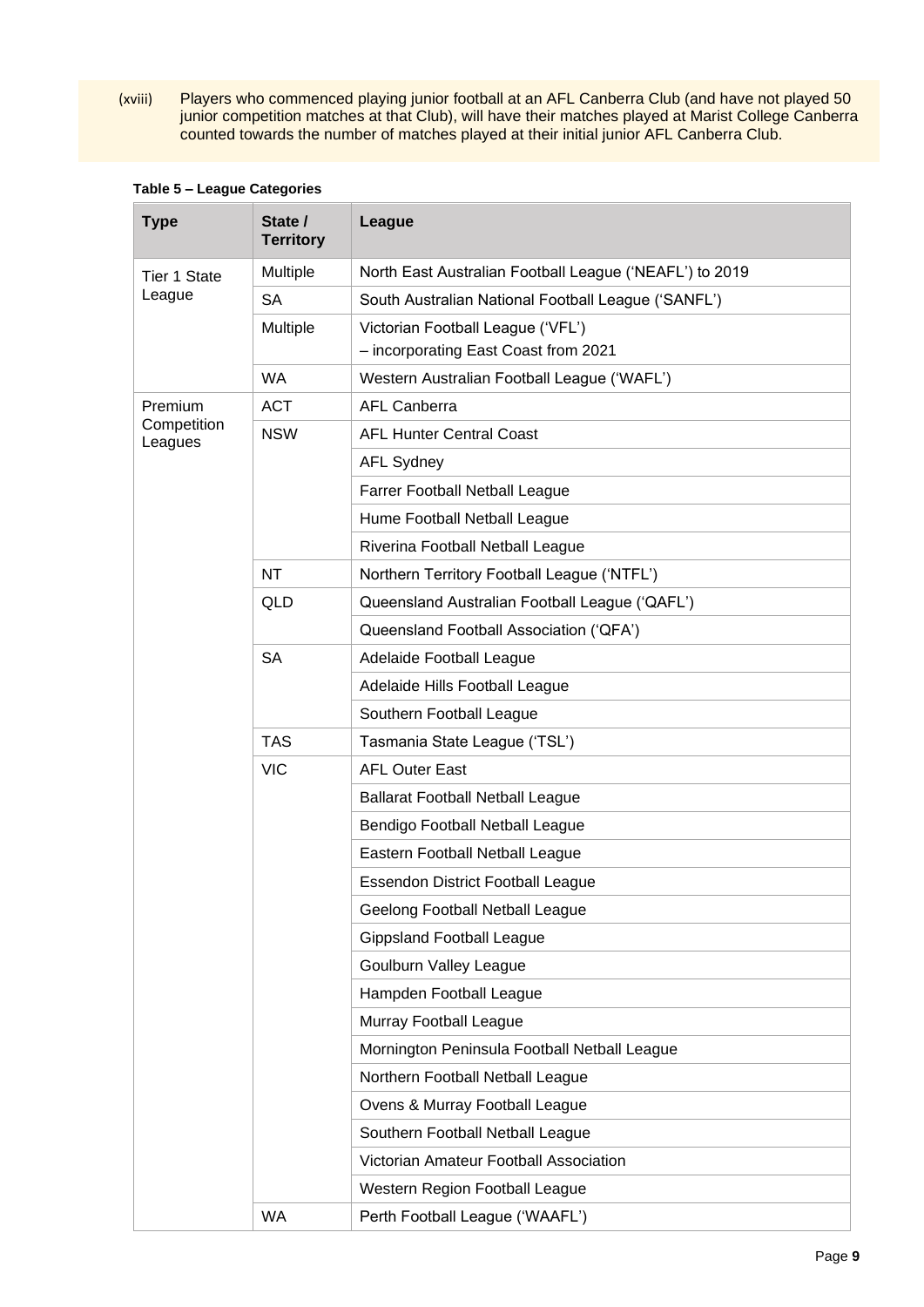(xviii) Players who commenced playing junior football at an AFL Canberra Club (and have not played 50 junior competition matches at that Club), will have their matches played at Marist College Canberra counted towards the number of matches played at their initial junior AFL Canberra Club.

**Table 5 – League Categories**

| Type | State / Territory | League |
| --- | --- | --- |
| Tier 1 State League | Multiple | North East Australian Football League ('NEAFL') to 2019 |
| | SA | South Australian National Football League ('SANFL') |
| | Multiple | Victorian Football League ('VFL') – incorporating East Coast from 2021 |
| | WA | Western Australian Football League ('WAFL') |
| Premium Competition Leagues | ACT | AFL Canberra |
| | NSW | AFL Hunter Central Coast |
| | | AFL Sydney |
| | | Farrer Football Netball League |
| | | Hume Football Netball League |
| | | Riverina Football Netball League |
| | NT | Northern Territory Football League ('NTFL') |
| | QLD | Queensland Australian Football League ('QAFL') |
| | | Queensland Football Association ('QFA') |
| | SA | Adelaide Football League |
| | | Adelaide Hills Football League |
| | | Southern Football League |
| | TAS | Tasmania State League ('TSL') |
| | VIC | AFL Outer East |
| | | Ballarat Football Netball League |
| | | Bendigo Football Netball League |
| | | Eastern Football Netball League |
| | | Essendon District Football League |
| | | Geelong Football Netball League |
| | | Gippsland Football League |
| | | Goulburn Valley League |
| | | Hampden Football League |
| | | Murray Football League |
| | | Mornington Peninsula Football Netball League |
| | | Northern Football Netball League |
| | | Ovens & Murray Football League |
| | | Southern Football Netball League |
| | | Victorian Amateur Football Association |
| | | Western Region Football League |
| | WA | Perth Football League ('WAAFL') |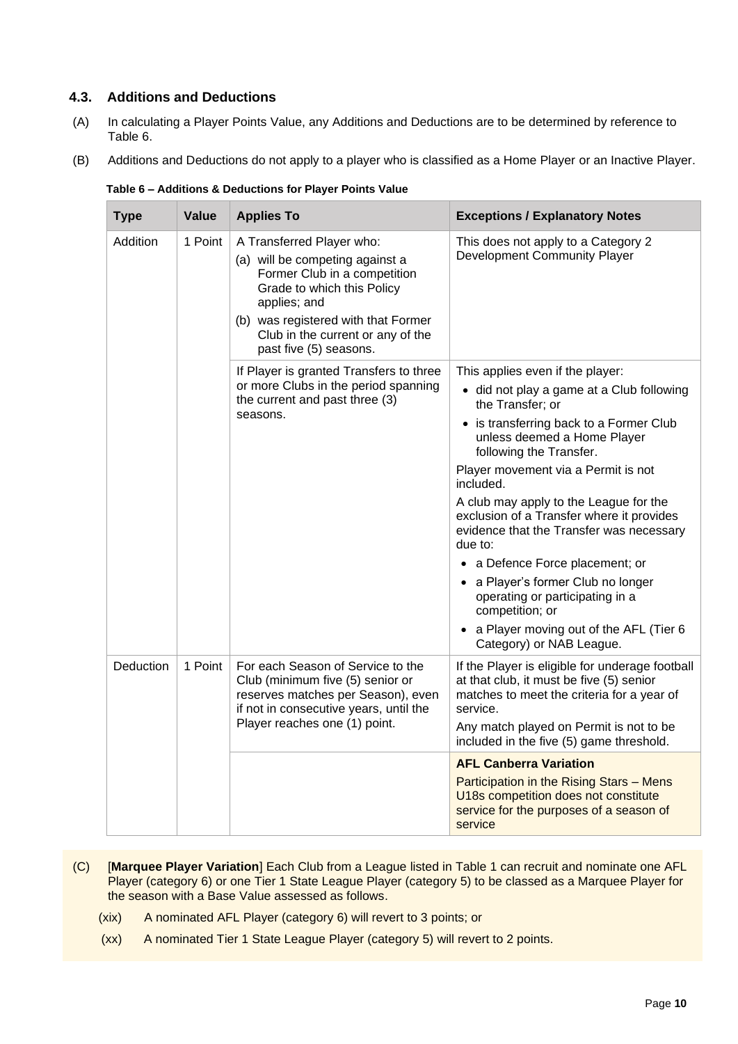### 4.3. Additions and Deductions

(A) In calculating a Player Points Value, any Additions and Deductions are to be determined by reference to Table 6.

(B) Additions and Deductions do not apply to a player who is classified as a Home Player or an Inactive Player.

**Table 6 – Additions & Deductions for Player Points Value**

| Type | Value | Applies To | Exceptions / Explanatory Notes |
|---|---|---|---|
| Addition | 1 Point | A Transferred Player who:<br>(a) will be competing against a Former Club in a competition Grade to which this Policy applies; and<br>(b) was registered with that Former Club in the current or any of the past five (5) seasons. | This does not apply to a Category 2 Development Community Player |
| | | If Player is granted Transfers to three or more Clubs in the period spanning the current and past three (3) seasons. | This applies even if the player:<br>• did not play a game at a Club following the Transfer; or<br>• is transferring back to a Former Club unless deemed a Home Player following the Transfer.<br>Player movement via a Permit is not included.<br>A club may apply to the League for the exclusion of a Transfer where it provides evidence that the Transfer was necessary due to:<br>• a Defence Force placement; or<br>• a Player's former Club no longer operating or participating in a competition; or<br>• a Player moving out of the AFL (Tier 6 Category) or NAB League. |
| Deduction | 1 Point | For each Season of Service to the Club (minimum five (5) senior or reserves matches per Season), even if not in consecutive years, until the Player reaches one (1) point. | If the Player is eligible for underage football at that club, it must be five (5) senior matches to meet the criteria for a year of service.<br>Any match played on Permit is not to be included in the five (5) game threshold. |
| | | | **AFL Canberra Variation**<br>Participation in the Rising Stars – Mens U18s competition does not constitute service for the purposes of a season of service |

(C) [**Marquee Player Variation**] Each Club from a League listed in Table 1 can recruit and nominate one AFL Player (category 6) or one Tier 1 State League Player (category 5) to be classed as a Marquee Player for the season with a Base Value assessed as follows.

(xix) A nominated AFL Player (category 6) will revert to 3 points; or

(xx) A nominated Tier 1 State League Player (category 5) will revert to 2 points.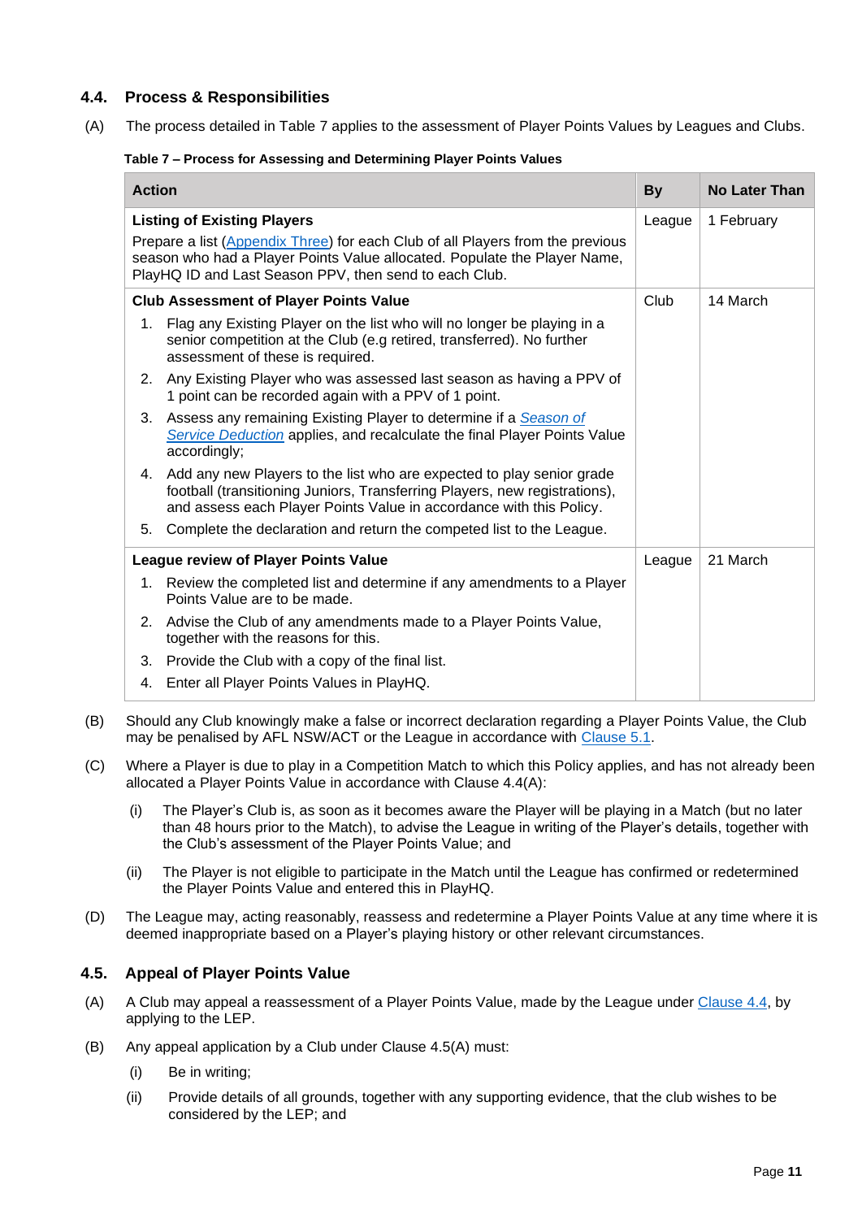### 4.4. Process & Responsibilities

(A) The process detailed in Table 7 applies to the assessment of Player Points Values by Leagues and Clubs.

**Table 7 – Process for Assessing and Determining Player Points Values**

| Action | By | No Later Than |
|---|---|---|
| **Listing of Existing Players**<br>Prepare a list (Appendix Three) for each Club of all Players from the previous season who had a Player Points Value allocated. Populate the Player Name, PlayHQ ID and Last Season PPV, then send to each Club. | League | 1 February |
| **Club Assessment of Player Points Value**<br>1. Flag any Existing Player on the list who will no longer be playing in a senior competition at the Club (e.g retired, transferred). No further assessment of these is required.<br>2. Any Existing Player who was assessed last season as having a PPV of 1 point can be recorded again with a PPV of 1 point.<br>3. Assess any remaining Existing Player to determine if a *Season of Service Deduction* applies, and recalculate the final Player Points Value accordingly;<br>4. Add any new Players to the list who are expected to play senior grade football (transitioning Juniors, Transferring Players, new registrations), and assess each Player Points Value in accordance with this Policy.<br>5. Complete the declaration and return the competed list to the League. | Club | 14 March |
| **League review of Player Points Value**<br>1. Review the completed list and determine if any amendments to a Player Points Value are to be made.<br>2. Advise the Club of any amendments made to a Player Points Value, together with the reasons for this.<br>3. Provide the Club with a copy of the final list.<br>4. Enter all Player Points Values in PlayHQ. | League | 21 March |

(B) Should any Club knowingly make a false or incorrect declaration regarding a Player Points Value, the Club may be penalised by AFL NSW/ACT or the League in accordance with Clause 5.1.

(C) Where a Player is due to play in a Competition Match to which this Policy applies, and has not already been allocated a Player Points Value in accordance with Clause 4.4(A):

(i) The Player's Club is, as soon as it becomes aware the Player will be playing in a Match (but no later than 48 hours prior to the Match), to advise the League in writing of the Player's details, together with the Club's assessment of the Player Points Value; and

(ii) The Player is not eligible to participate in the Match until the League has confirmed or redetermined the Player Points Value and entered this in PlayHQ.

(D) The League may, acting reasonably, reassess and redetermine a Player Points Value at any time where it is deemed inappropriate based on a Player's playing history or other relevant circumstances.

### 4.5. Appeal of Player Points Value

(A) A Club may appeal a reassessment of a Player Points Value, made by the League under Clause 4.4, by applying to the LEP.

(B) Any appeal application by a Club under Clause 4.5(A) must:

(i) Be in writing;

(ii) Provide details of all grounds, together with any supporting evidence, that the club wishes to be considered by the LEP; and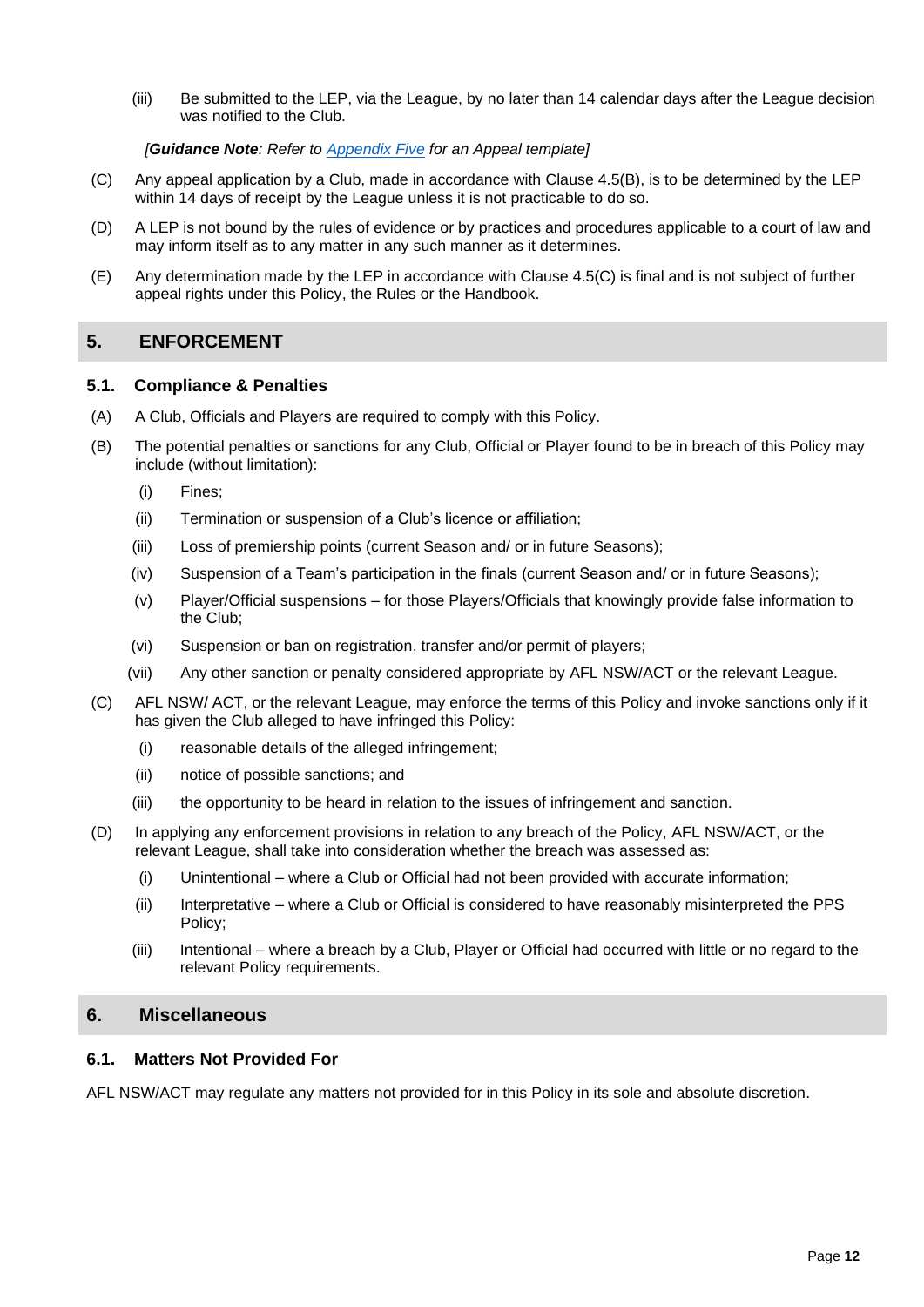(iii) Be submitted to the LEP, via the League, by no later than 14 calendar days after the League decision was notified to the Club.

*[**Guidance Note**: Refer to [Appendix Five]() for an Appeal template]*

(C) Any appeal application by a Club, made in accordance with Clause 4.5(B), is to be determined by the LEP within 14 days of receipt by the League unless it is not practicable to do so.

(D) A LEP is not bound by the rules of evidence or by practices and procedures applicable to a court of law and may inform itself as to any matter in any such manner as it determines.

(E) Any determination made by the LEP in accordance with Clause 4.5(C) is final and is not subject of further appeal rights under this Policy, the Rules or the Handbook.

## 5. ENFORCEMENT

### 5.1. Compliance & Penalties

(A) A Club, Officials and Players are required to comply with this Policy.

(B) The potential penalties or sanctions for any Club, Official or Player found to be in breach of this Policy may include (without limitation):

- (i) Fines;
- (ii) Termination or suspension of a Club's licence or affiliation;
- (iii) Loss of premiership points (current Season and/ or in future Seasons);
- (iv) Suspension of a Team's participation in the finals (current Season and/ or in future Seasons);
- (v) Player/Official suspensions – for those Players/Officials that knowingly provide false information to the Club;
- (vi) Suspension or ban on registration, transfer and/or permit of players;
- (vii) Any other sanction or penalty considered appropriate by AFL NSW/ACT or the relevant League.

(C) AFL NSW/ ACT, or the relevant League, may enforce the terms of this Policy and invoke sanctions only if it has given the Club alleged to have infringed this Policy:

- (i) reasonable details of the alleged infringement;
- (ii) notice of possible sanctions; and
- (iii) the opportunity to be heard in relation to the issues of infringement and sanction.

(D) In applying any enforcement provisions in relation to any breach of the Policy, AFL NSW/ACT, or the relevant League, shall take into consideration whether the breach was assessed as:

- (i) Unintentional – where a Club or Official had not been provided with accurate information;
- (ii) Interpretative – where a Club or Official is considered to have reasonably misinterpreted the PPS Policy;
- (iii) Intentional – where a breach by a Club, Player or Official had occurred with little or no regard to the relevant Policy requirements.

## 6. Miscellaneous

### 6.1. Matters Not Provided For

AFL NSW/ACT may regulate any matters not provided for in this Policy in its sole and absolute discretion.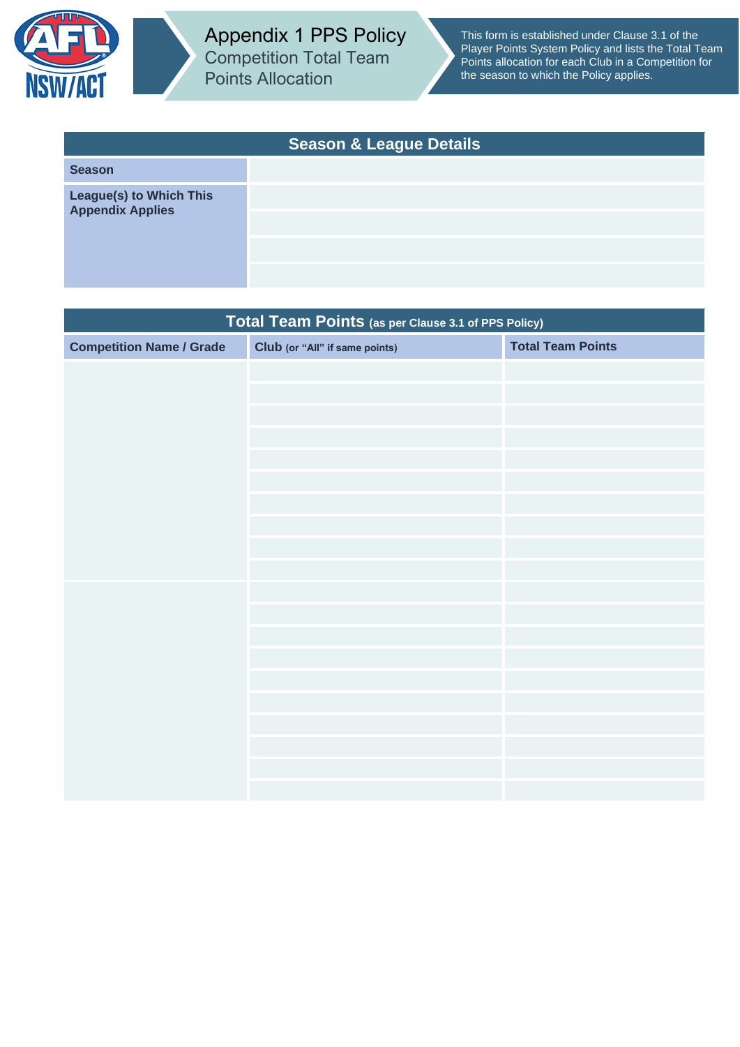# Appendix 1 PPS Policy

## Competition Total Team Points Allocation

This form is established under Clause 3.1 of the Player Points System Policy and lists the Total Team Points allocation for each Club in a Competition for the season to which the Policy applies.

| Season & League Details | |
|---|---|
| **Season** | |
| **League(s) to Which This Appendix Applies** | |
| | |
| | |
| | |

**Total Team Points** (as per Clause 3.1 of PPS Policy)

| Competition Name / Grade | Club (or "All" if same points) | Total Team Points |
|---|---|---|
| | | |
| | | |
| | | |
| | | |
| | | |
| | | |
| | | |
| | | |
| | | |
| | | |
| | | |
| | | |
| | | |
| | | |
| | | |
| | | |
| | | |
| | | |
| | | |
| | | |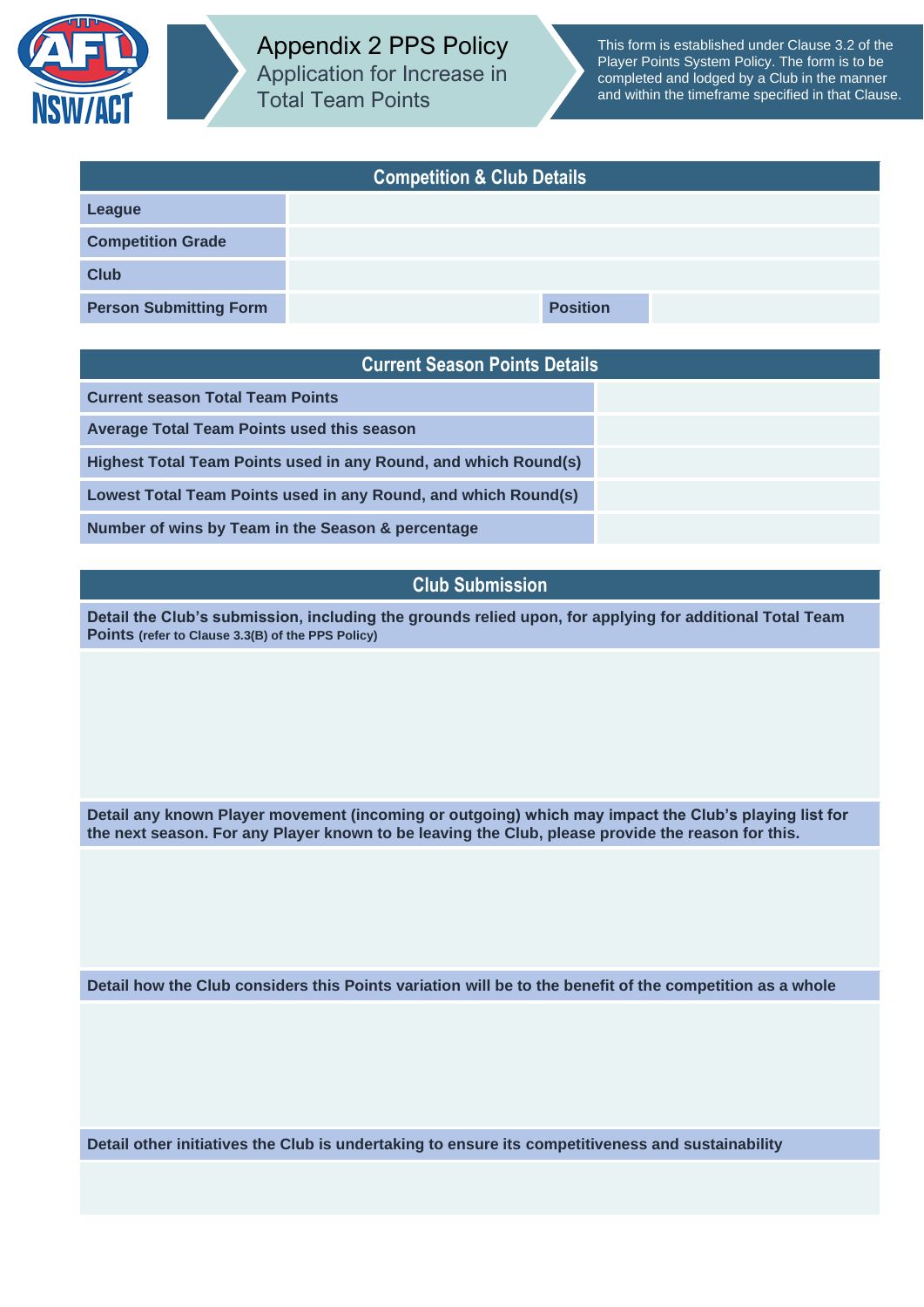# Appendix 2 PPS Policy

## Application for Increase in Total Team Points

This form is established under Clause 3.2 of the Player Points System Policy. The form is to be completed and lodged by a Club in the manner and within the timeframe specified in that Clause.

| Competition & Club Details | | | |
|---|---|---|---|
| **League** | | | |
| **Competition Grade** | | | |
| **Club** | | | |
| **Person Submitting Form** | | **Position** | |

| Current Season Points Details | |
|---|---|
| **Current season Total Team Points** | |
| **Average Total Team Points used this season** | |
| **Highest Total Team Points used in any Round, and which Round(s)** | |
| **Lowest Total Team Points used in any Round, and which Round(s)** | |
| **Number of wins by Team in the Season & percentage** | |

| Club Submission |
|---|
| **Detail the Club's submission, including the grounds relied upon, for applying for additional Total Team Points** (refer to Clause 3.3(B) of the PPS Policy) |
| |
| **Detail any known Player movement (incoming or outgoing) which may impact the Club's playing list for the next season. For any Player known to be leaving the Club, please provide the reason for this.** |
| |
| **Detail how the Club considers this Points variation will be to the benefit of the competition as a whole** |
| |
| **Detail other initiatives the Club is undertaking to ensure its competitiveness and sustainability** |
| |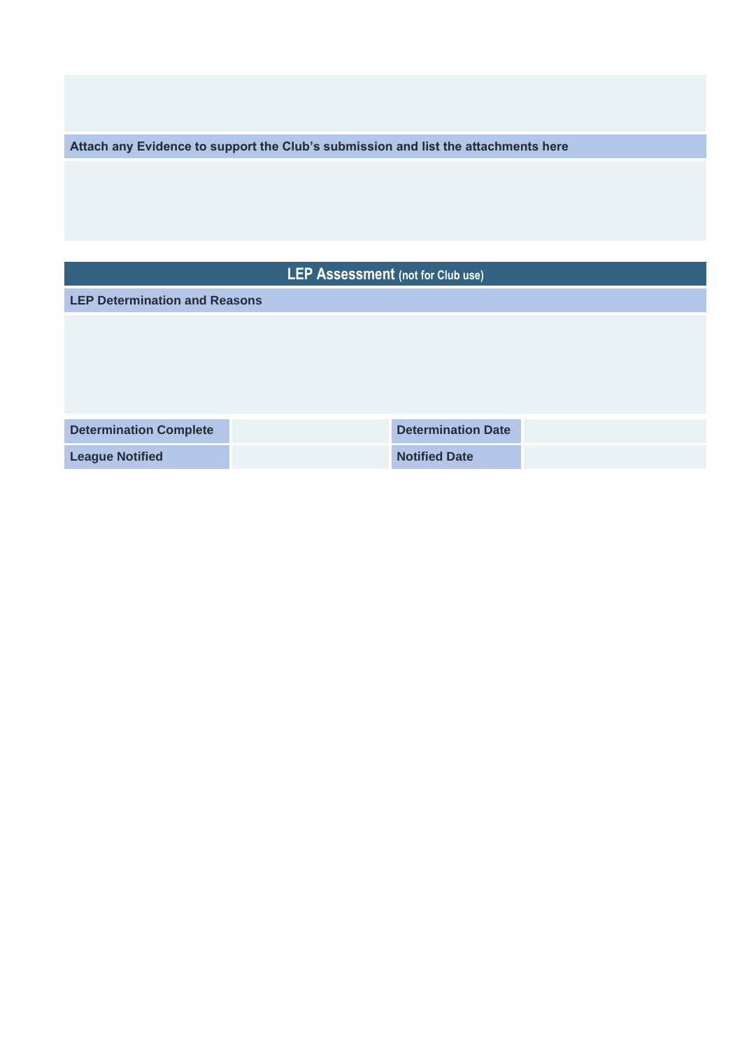**Attach any Evidence to support the Club's submission and list the attachments here**

## LEP Assessment (not for Club use)

**LEP Determination and Reasons**

| | | | |
|---|---|---|---|
| **Determination Complete** | | **Determination Date** | |
| **League Notified** | | **Notified Date** | |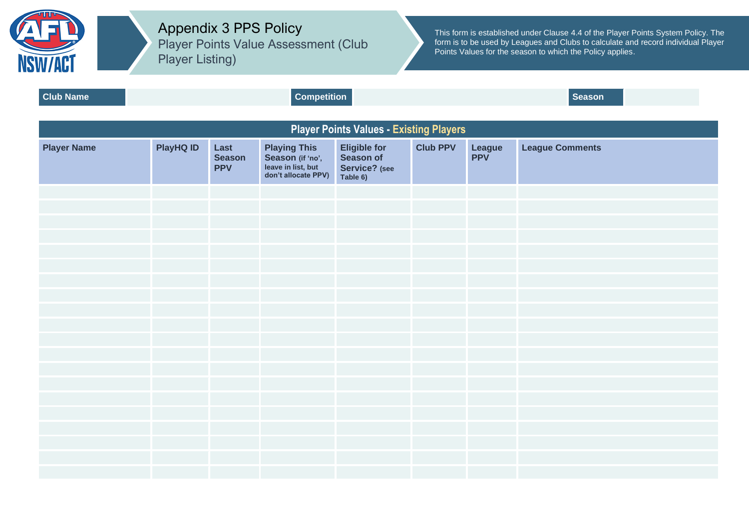# Appendix 3 PPS Policy

## Player Points Value Assessment (Club Player Listing)

This form is established under Clause 4.4 of the Player Points System Policy. The form is to be used by Leagues and Clubs to calculate and record individual Player Points Values for the season to which the Policy applies.

| Club Name | | Competition | | Season | |
|---|---|---|---|---|---|

### Player Points Values - Existing Players

| Player Name | PlayHQ ID | Last Season PPV | Playing This Season (if 'no', leave in list, but don't allocate PPV) | Eligible for Season of Service? (see Table 6) | Club PPV | League PPV | League Comments |
|---|---|---|---|---|---|---|---|
| | | | | | | | |
| | | | | | | | |
| | | | | | | | |
| | | | | | | | |
| | | | | | | | |
| | | | | | | | |
| | | | | | | | |
| | | | | | | | |
| | | | | | | | |
| | | | | | | | |
| | | | | | | | |
| | | | | | | | |
| | | | | | | | |
| | | | | | | | |
| | | | | | | | |
| | | | | | | | |
| | | | | | | | |
| | | | | | | | |
| | | | | | | | |
| | | | | | | | |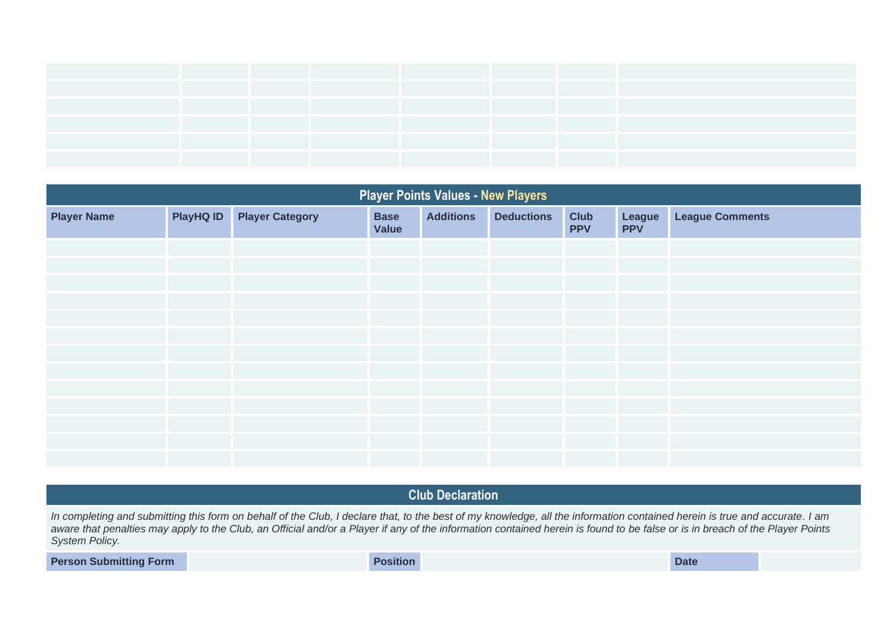| | | | | | | | |
|---|---|---|---|---|---|---|---|
| | | | | | | | |
| | | | | | | | |
| | | | | | | | |
| | | | | | | | |
| | | | | | | | |
| | | | | | | | |

## Player Points Values - New Players

| Player Name | PlayHQ ID | Player Category | Base Value | Additions | Deductions | Club PPV | League PPV | League Comments |
|---|---|---|---|---|---|---|---|---|
| | | | | | | | | |
| | | | | | | | | |
| | | | | | | | | |
| | | | | | | | | |
| | | | | | | | | |
| | | | | | | | | |
| | | | | | | | | |
| | | | | | | | | |
| | | | | | | | | |
| | | | | | | | | |
| | | | | | | | | |
| | | | | | | | | |
| | | | | | | | | |

## Club Declaration

*In completing and submitting this form on behalf of the Club, I declare that, to the best of my knowledge, all the information contained herein is true and accurate. I am aware that penalties may apply to the Club, an Official and/or a Player if any of the information contained herein is found to be false or is in breach of the Player Points System Policy.*

| Person Submitting Form | | Position | | Date | |
|---|---|---|---|---|---|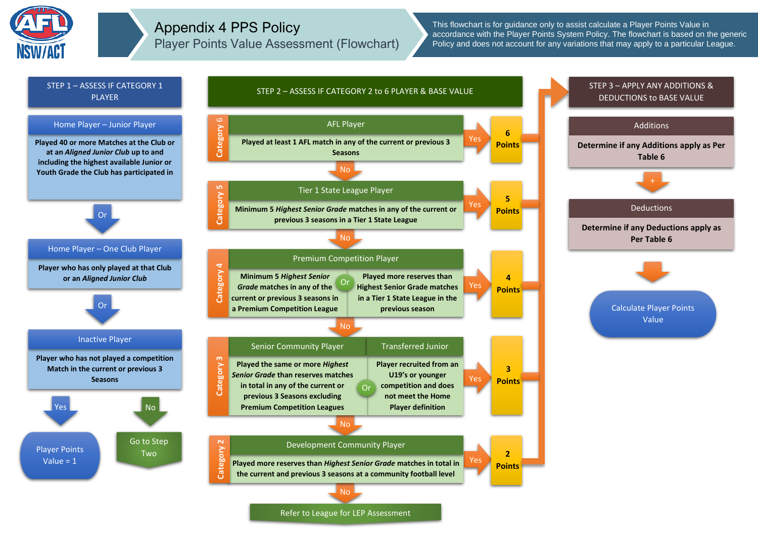# Appendix 4 PPS Policy

## Player Points Value Assessment (Flowchart)

This flowchart is for guidance only to assist calculate a Player Points Value in accordance with the Player Points System Policy. The flowchart is based on the generic Policy and does not account for any variations that may apply to a particular League.

### STEP 1 – ASSESS IF CATEGORY 1 PLAYER

**Home Player – Junior Player**

**Played 40 or more Matches at the Club or at an *Aligned Junior Club* up to and including the highest available Junior or Youth Grade the Club has participated in**

Or

**Home Player – One Club Player**

**Player who has only played at that Club or an *Aligned Junior Club***

Or

**Inactive Player**

**Player who has not played a competition Match in the current or previous 3 Seasons**

- Yes → Player Points Value = 1
- No → Go to Step Two

### STEP 2 – ASSESS IF CATEGORY 2 to 6 PLAYER & BASE VALUE

**Category 6 – AFL Player**

**Played at least 1 AFL match in any of the current or previous 3 Seasons**

- Yes → **6 Points**
- No ↓

**Category 5 – Tier 1 State League Player**

**Minimum 5 *Highest Senior Grade* matches in any of the current or previous 3 seasons in a Tier 1 State League**

- Yes → **5 Points**
- No ↓

**Category 4 – Premium Competition Player**

**Minimum 5 *Highest Senior Grade* matches in any of the current or previous 3 seasons in a Premium Competition League**

Or

**Played more reserves than Highest Senior Grade matches in a Tier 1 State League in the previous season**

- Yes → **4 Points**
- No ↓

**Category 3 – Senior Community Player**

**Played the same or more *Highest Senior Grade* than reserves matches in total in any of the current or previous 3 Seasons excluding Premium Competition Leagues**

Or

**Transferred Junior**

**Player recruited from an U19's or younger competition and does not meet the Home Player definition**

- Yes → **3 Points**
- No ↓

**Category 2 – Development Community Player**

**Played more reserves than *Highest Senior Grade* matches in total in the current and previous 3 seasons at a community football level**

- Yes → **2 Points**
- No → Refer to League for LEP Assessment

### STEP 3 – APPLY ANY ADDITIONS & DEDUCTIONS to BASE VALUE

**Additions**

**Determine if any Additions apply as Per Table 6**

\+

**Deductions**

**Determine if any Deductions apply as Per Table 6**

↓

Calculate Player Points Value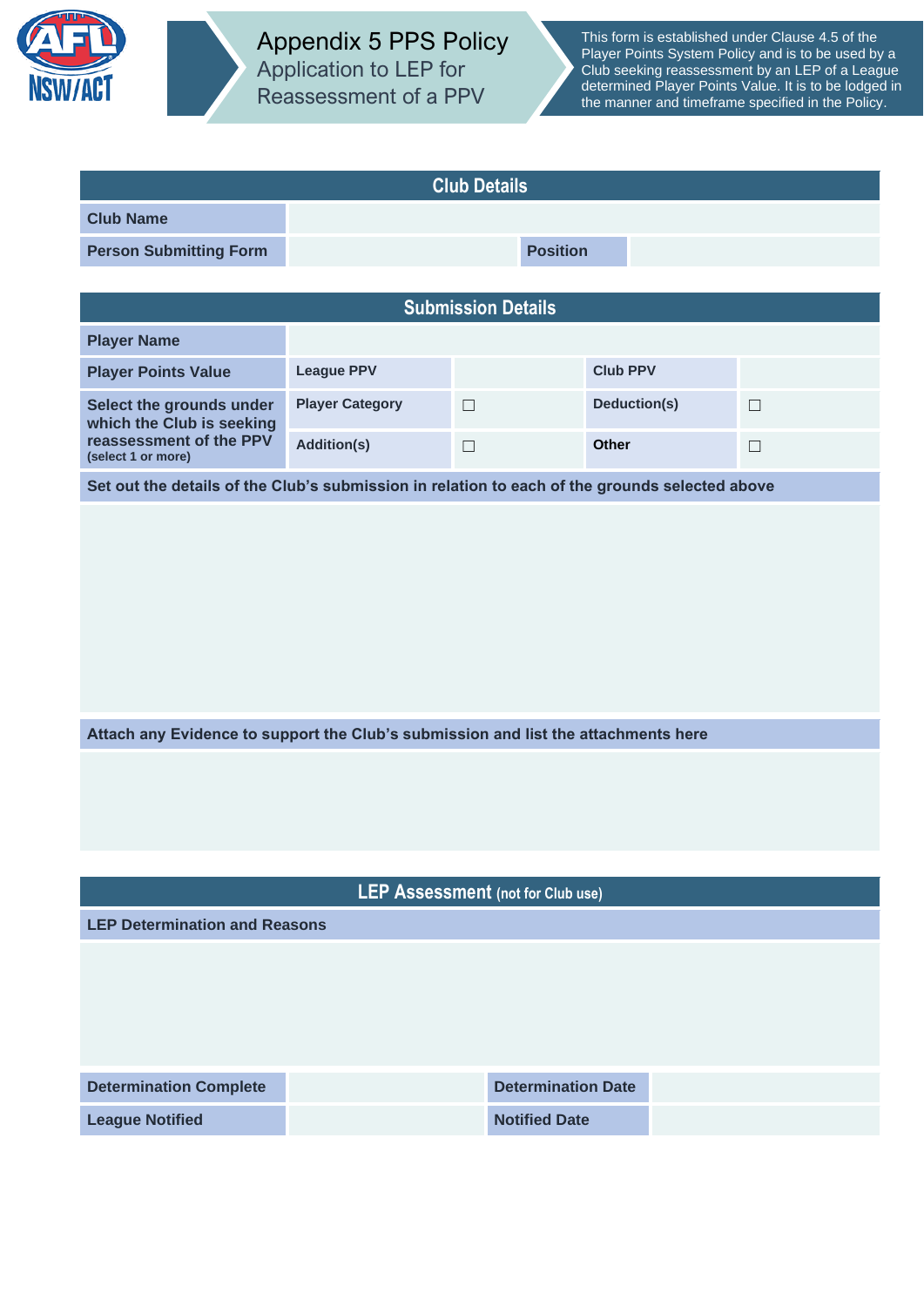# Appendix 5 PPS Policy

## Application to LEP for Reassessment of a PPV

This form is established under Clause 4.5 of the Player Points System Policy and is to be used by a Club seeking reassessment by an LEP of a League determined Player Points Value. It is to be lodged in the manner and timeframe specified in the Policy.

| Club Details | | | |
|---|---|---|---|
| **Club Name** | | | |
| **Person Submitting Form** | | **Position** | |

| Submission Details | | | | |
|---|---|---|---|---|
| **Player Name** | | | | |
| **Player Points Value** | **League PPV** | | **Club PPV** | |
| **Select the grounds under which the Club is seeking reassessment of the PPV** (select 1 or more) | **Player Category** | ☐ | **Deduction(s)** | ☐ |
| | **Addition(s)** | ☐ | **Other** | ☐ |

**Set out the details of the Club's submission in relation to each of the grounds selected above**

**Attach any Evidence to support the Club's submission and list the attachments here**

| LEP Assessment (not for Club use) | | | |
|---|---|---|---|
| **LEP Determination and Reasons** | | | |
| **Determination Complete** | | **Determination Date** | |
| **League Notified** | | **Notified Date** | |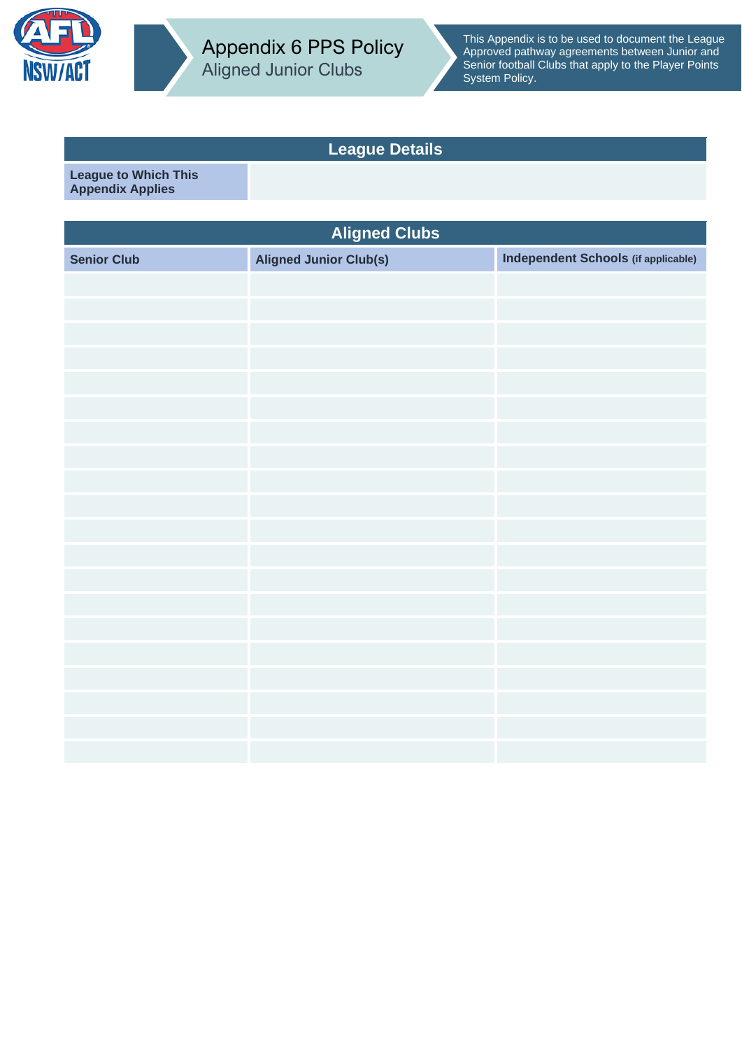# Appendix 6 PPS Policy

## Aligned Junior Clubs

This Appendix is to be used to document the League Approved pathway agreements between Junior and Senior football Clubs that apply to the Player Points System Policy.

## League Details

| | |
|---|---|
| **League to Which This Appendix Applies** | |

## Aligned Clubs

| Senior Club | Aligned Junior Club(s) | Independent Schools (if applicable) |
|---|---|---|
| | | |
| | | |
| | | |
| | | |
| | | |
| | | |
| | | |
| | | |
| | | |
| | | |
| | | |
| | | |
| | | |
| | | |
| | | |
| | | |
| | | |
| | | |
| | | |
| | | |